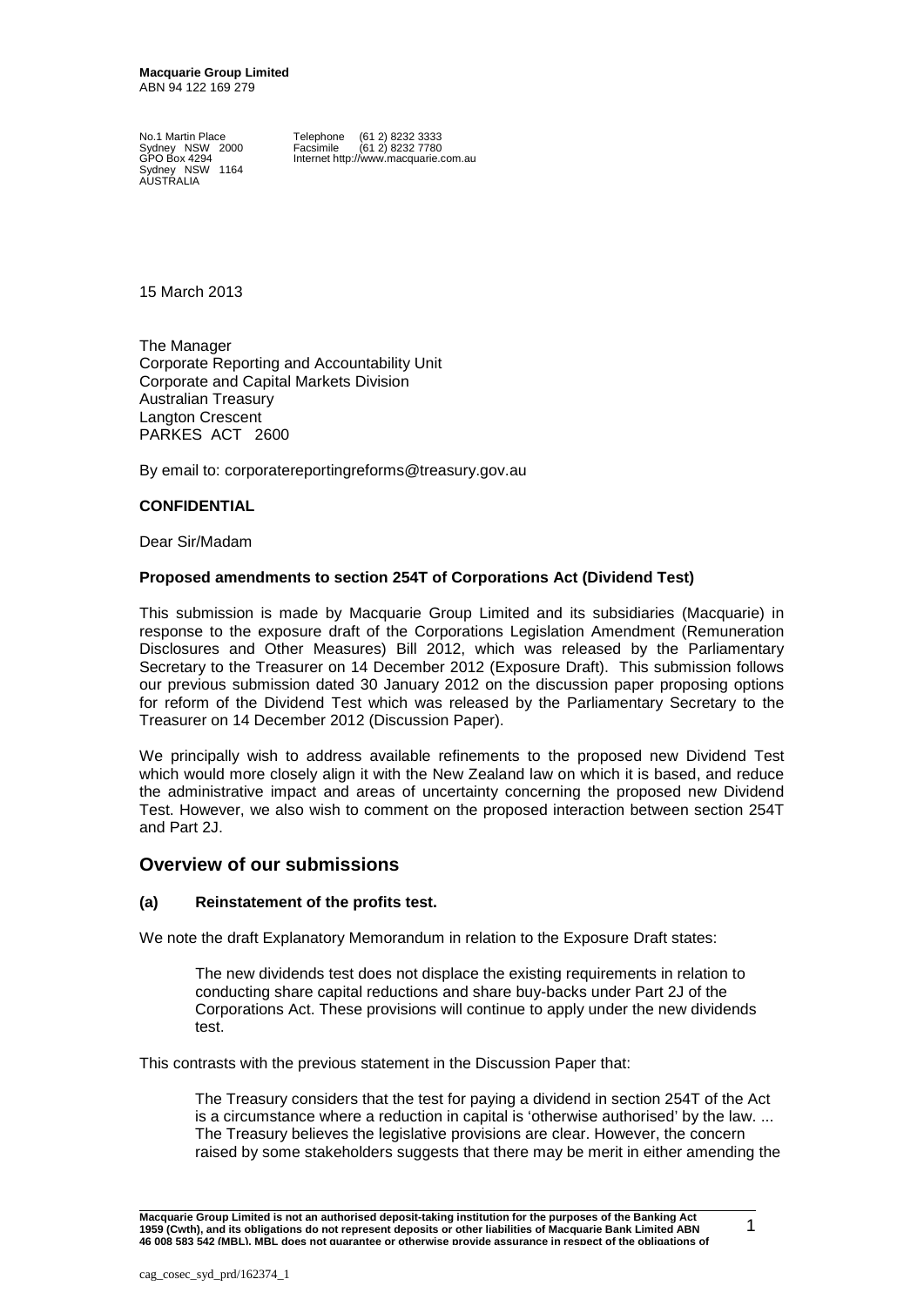**Macquarie Group Limited**
ABN 94 122 169 279

No.1 Martin Place
Sydney NSW 2000
GPO Box 4294
Sydney NSW 1164
AUSTRALIA

Telephone (61 2) 8232 3333
Facsimile (61 2) 8232 7780
Internet http://www.macquarie.com.au

15 March 2013

The Manager
Corporate Reporting and Accountability Unit
Corporate and Capital Markets Division
Australian Treasury
Langton Crescent
PARKES ACT 2600

By email to: corporatereportingreforms@treasury.gov.au

**CONFIDENTIAL**

Dear Sir/Madam

**Proposed amendments to section 254T of Corporations Act (Dividend Test)**

This submission is made by Macquarie Group Limited and its subsidiaries (Macquarie) in response to the exposure draft of the Corporations Legislation Amendment (Remuneration Disclosures and Other Measures) Bill 2012, which was released by the Parliamentary Secretary to the Treasurer on 14 December 2012 (Exposure Draft). This submission follows our previous submission dated 30 January 2012 on the discussion paper proposing options for reform of the Dividend Test which was released by the Parliamentary Secretary to the Treasurer on 14 December 2012 (Discussion Paper).

We principally wish to address available refinements to the proposed new Dividend Test which would more closely align it with the New Zealand law on which it is based, and reduce the administrative impact and areas of uncertainty concerning the proposed new Dividend Test. However, we also wish to comment on the proposed interaction between section 254T and Part 2J.

## Overview of our submissions

### (a) Reinstatement of the profits test.

We note the draft Explanatory Memorandum in relation to the Exposure Draft states:

> The new dividends test does not displace the existing requirements in relation to conducting share capital reductions and share buy-backs under Part 2J of the Corporations Act. These provisions will continue to apply under the new dividends test.

This contrasts with the previous statement in the Discussion Paper that:

> The Treasury considers that the test for paying a dividend in section 254T of the Act is a circumstance where a reduction in capital is 'otherwise authorised' by the law. ... The Treasury believes the legislative provisions are clear. However, the concern raised by some stakeholders suggests that there may be merit in either amending the

**Macquarie Group Limited is not an authorised deposit-taking institution for the purposes of the Banking Act 1959 (Cwth), and its obligations do not represent deposits or other liabilities of Macquarie Bank Limited ABN 46 008 583 542 (MBL). MBL does not guarantee or otherwise provide assurance in respect of the obligations of**

cag_cosec_syd_prd/162374_1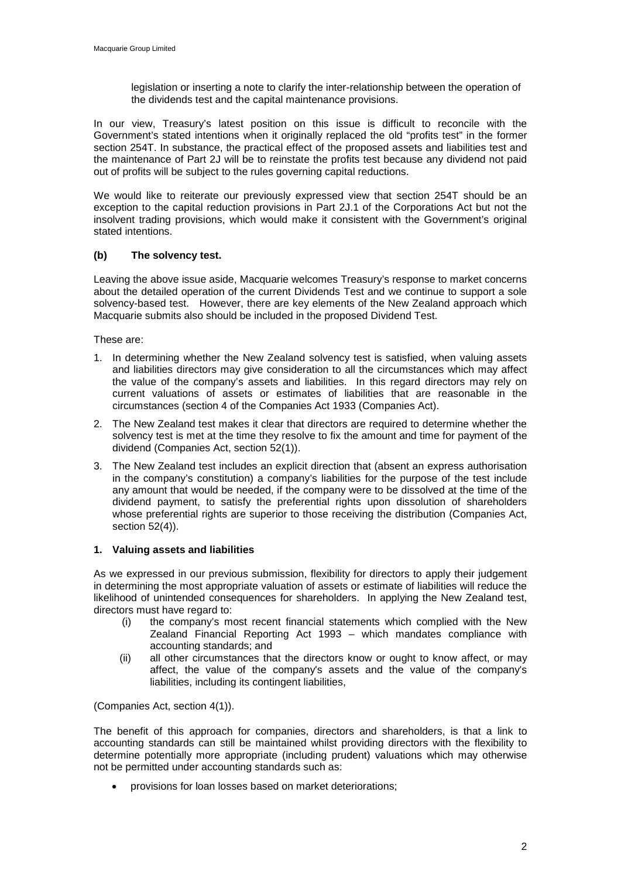legislation or inserting a note to clarify the inter-relationship between the operation of the dividends test and the capital maintenance provisions.

In our view, Treasury's latest position on this issue is difficult to reconcile with the Government's stated intentions when it originally replaced the old "profits test" in the former section 254T. In substance, the practical effect of the proposed assets and liabilities test and the maintenance of Part 2J will be to reinstate the profits test because any dividend not paid out of profits will be subject to the rules governing capital reductions.

We would like to reiterate our previously expressed view that section 254T should be an exception to the capital reduction provisions in Part 2J.1 of the Corporations Act but not the insolvent trading provisions, which would make it consistent with the Government's original stated intentions.

**(b) The solvency test.**

Leaving the above issue aside, Macquarie welcomes Treasury's response to market concerns about the detailed operation of the current Dividends Test and we continue to support a sole solvency-based test. However, there are key elements of the New Zealand approach which Macquarie submits also should be included in the proposed Dividend Test.

These are:

1. In determining whether the New Zealand solvency test is satisfied, when valuing assets and liabilities directors may give consideration to all the circumstances which may affect the value of the company's assets and liabilities. In this regard directors may rely on current valuations of assets or estimates of liabilities that are reasonable in the circumstances (section 4 of the Companies Act 1933 (Companies Act).
2. The New Zealand test makes it clear that directors are required to determine whether the solvency test is met at the time they resolve to fix the amount and time for payment of the dividend (Companies Act, section 52(1)).
3. The New Zealand test includes an explicit direction that (absent an express authorisation in the company's constitution) a company's liabilities for the purpose of the test include any amount that would be needed, if the company were to be dissolved at the time of the dividend payment, to satisfy the preferential rights upon dissolution of shareholders whose preferential rights are superior to those receiving the distribution (Companies Act, section 52(4)).

**1. Valuing assets and liabilities**

As we expressed in our previous submission, flexibility for directors to apply their judgement in determining the most appropriate valuation of assets or estimate of liabilities will reduce the likelihood of unintended consequences for shareholders. In applying the New Zealand test, directors must have regard to:

(i) the company's most recent financial statements which complied with the New Zealand Financial Reporting Act 1993 – which mandates compliance with accounting standards; and

(ii) all other circumstances that the directors know or ought to know affect, or may affect, the value of the company's assets and the value of the company's liabilities, including its contingent liabilities,

(Companies Act, section 4(1)).

The benefit of this approach for companies, directors and shareholders, is that a link to accounting standards can still be maintained whilst providing directors with the flexibility to determine potentially more appropriate (including prudent) valuations which may otherwise not be permitted under accounting standards such as:

- provisions for loan losses based on market deteriorations;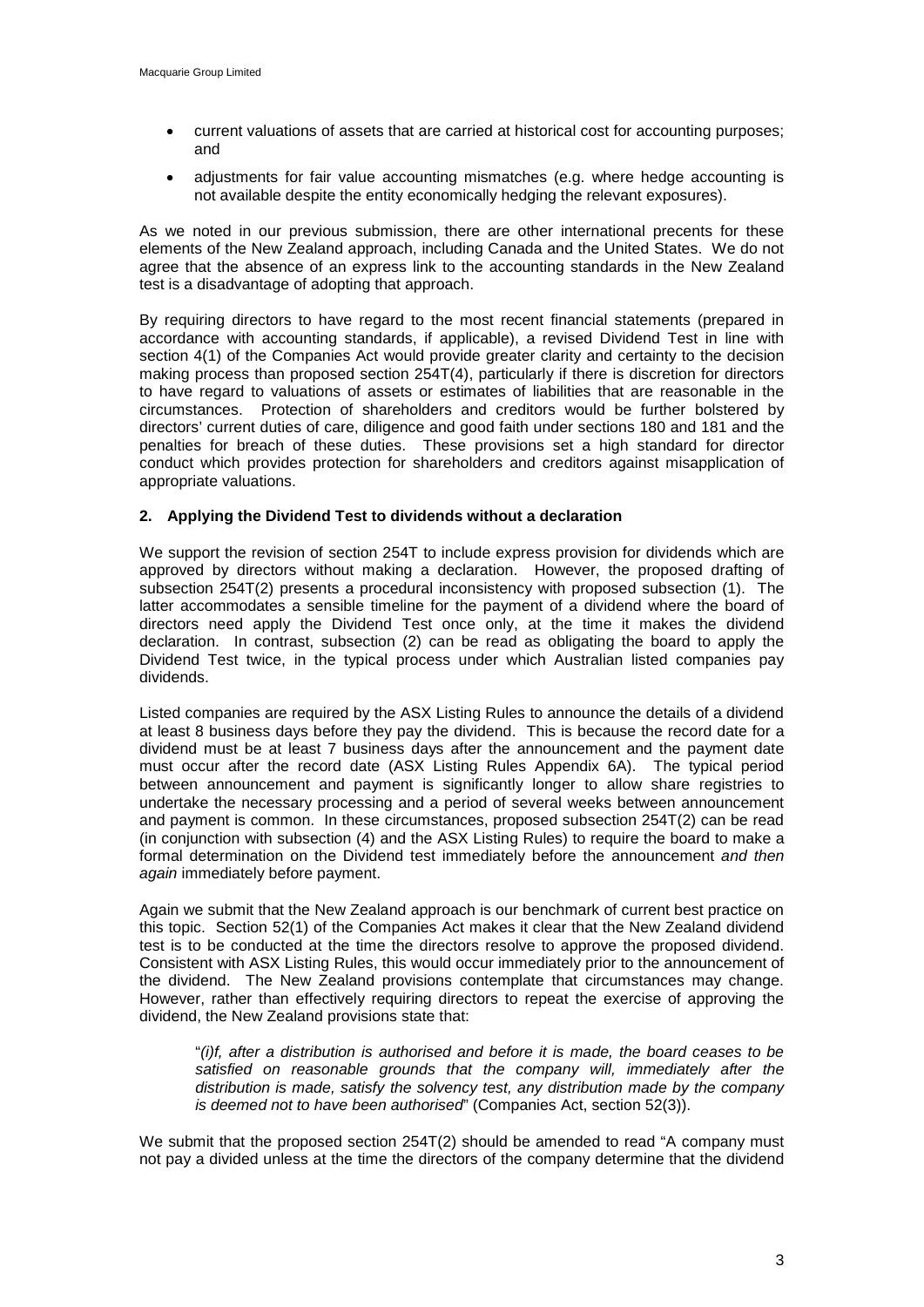- current valuations of assets that are carried at historical cost for accounting purposes; and
- adjustments for fair value accounting mismatches (e.g. where hedge accounting is not available despite the entity economically hedging the relevant exposures).

As we noted in our previous submission, there are other international precents for these elements of the New Zealand approach, including Canada and the United States. We do not agree that the absence of an express link to the accounting standards in the New Zealand test is a disadvantage of adopting that approach.

By requiring directors to have regard to the most recent financial statements (prepared in accordance with accounting standards, if applicable), a revised Dividend Test in line with section 4(1) of the Companies Act would provide greater clarity and certainty to the decision making process than proposed section 254T(4), particularly if there is discretion for directors to have regard to valuations of assets or estimates of liabilities that are reasonable in the circumstances. Protection of shareholders and creditors would be further bolstered by directors' current duties of care, diligence and good faith under sections 180 and 181 and the penalties for breach of these duties. These provisions set a high standard for director conduct which provides protection for shareholders and creditors against misapplication of appropriate valuations.

**2. Applying the Dividend Test to dividends without a declaration**

We support the revision of section 254T to include express provision for dividends which are approved by directors without making a declaration. However, the proposed drafting of subsection 254T(2) presents a procedural inconsistency with proposed subsection (1). The latter accommodates a sensible timeline for the payment of a dividend where the board of directors need apply the Dividend Test once only, at the time it makes the dividend declaration. In contrast, subsection (2) can be read as obligating the board to apply the Dividend Test twice, in the typical process under which Australian listed companies pay dividends.

Listed companies are required by the ASX Listing Rules to announce the details of a dividend at least 8 business days before they pay the dividend. This is because the record date for a dividend must be at least 7 business days after the announcement and the payment date must occur after the record date (ASX Listing Rules Appendix 6A). The typical period between announcement and payment is significantly longer to allow share registries to undertake the necessary processing and a period of several weeks between announcement and payment is common. In these circumstances, proposed subsection 254T(2) can be read (in conjunction with subsection (4) and the ASX Listing Rules) to require the board to make a formal determination on the Dividend test immediately before the announcement *and then again* immediately before payment.

Again we submit that the New Zealand approach is our benchmark of current best practice on this topic. Section 52(1) of the Companies Act makes it clear that the New Zealand dividend test is to be conducted at the time the directors resolve to approve the proposed dividend. Consistent with ASX Listing Rules, this would occur immediately prior to the announcement of the dividend. The New Zealand provisions contemplate that circumstances may change. However, rather than effectively requiring directors to repeat the exercise of approving the dividend, the New Zealand provisions state that:

> "*(i)f, after a distribution is authorised and before it is made, the board ceases to be satisfied on reasonable grounds that the company will, immediately after the distribution is made, satisfy the solvency test, any distribution made by the company is deemed not to have been authorised*" (Companies Act, section 52(3)).

We submit that the proposed section 254T(2) should be amended to read "A company must not pay a divided unless at the time the directors of the company determine that the dividend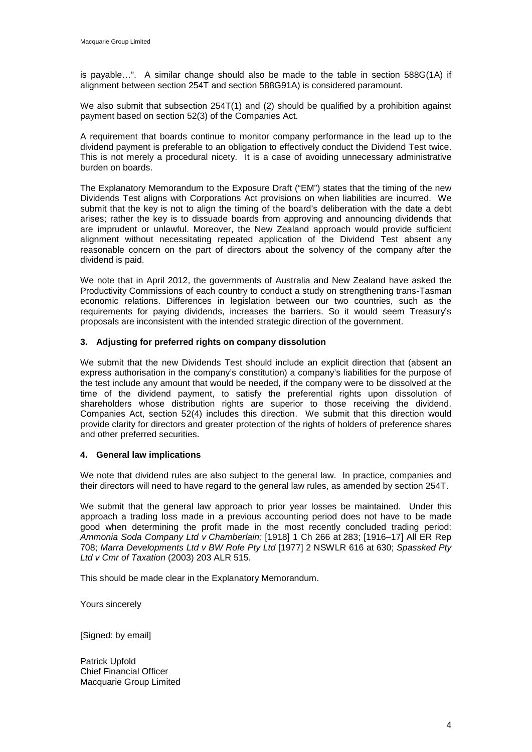is payable…". A similar change should also be made to the table in section 588G(1A) if alignment between section 254T and section 588G91A) is considered paramount.

We also submit that subsection 254T(1) and (2) should be qualified by a prohibition against payment based on section 52(3) of the Companies Act.

A requirement that boards continue to monitor company performance in the lead up to the dividend payment is preferable to an obligation to effectively conduct the Dividend Test twice. This is not merely a procedural nicety. It is a case of avoiding unnecessary administrative burden on boards.

The Explanatory Memorandum to the Exposure Draft ("EM") states that the timing of the new Dividends Test aligns with Corporations Act provisions on when liabilities are incurred. We submit that the key is not to align the timing of the board's deliberation with the date a debt arises; rather the key is to dissuade boards from approving and announcing dividends that are imprudent or unlawful. Moreover, the New Zealand approach would provide sufficient alignment without necessitating repeated application of the Dividend Test absent any reasonable concern on the part of directors about the solvency of the company after the dividend is paid.

We note that in April 2012, the governments of Australia and New Zealand have asked the Productivity Commissions of each country to conduct a study on strengthening trans-Tasman economic relations. Differences in legislation between our two countries, such as the requirements for paying dividends, increases the barriers. So it would seem Treasury's proposals are inconsistent with the intended strategic direction of the government.

#### 3. Adjusting for preferred rights on company dissolution

We submit that the new Dividends Test should include an explicit direction that (absent an express authorisation in the company's constitution) a company's liabilities for the purpose of the test include any amount that would be needed, if the company were to be dissolved at the time of the dividend payment, to satisfy the preferential rights upon dissolution of shareholders whose distribution rights are superior to those receiving the dividend. Companies Act, section 52(4) includes this direction. We submit that this direction would provide clarity for directors and greater protection of the rights of holders of preference shares and other preferred securities.

#### 4. General law implications

We note that dividend rules are also subject to the general law. In practice, companies and their directors will need to have regard to the general law rules, as amended by section 254T.

We submit that the general law approach to prior year losses be maintained. Under this approach a trading loss made in a previous accounting period does not have to be made good when determining the profit made in the most recently concluded trading period: *Ammonia Soda Company Ltd v Chamberlain;* [1918] 1 Ch 266 at 283; [1916–17] All ER Rep 708; *Marra Developments Ltd v BW Rofe Pty Ltd* [1977] 2 NSWLR 616 at 630; *Spassked Pty Ltd v Cmr of Taxation* (2003) 203 ALR 515.

This should be made clear in the Explanatory Memorandum.

Yours sincerely

[Signed: by email]

Patrick Upfold
Chief Financial Officer
Macquarie Group Limited